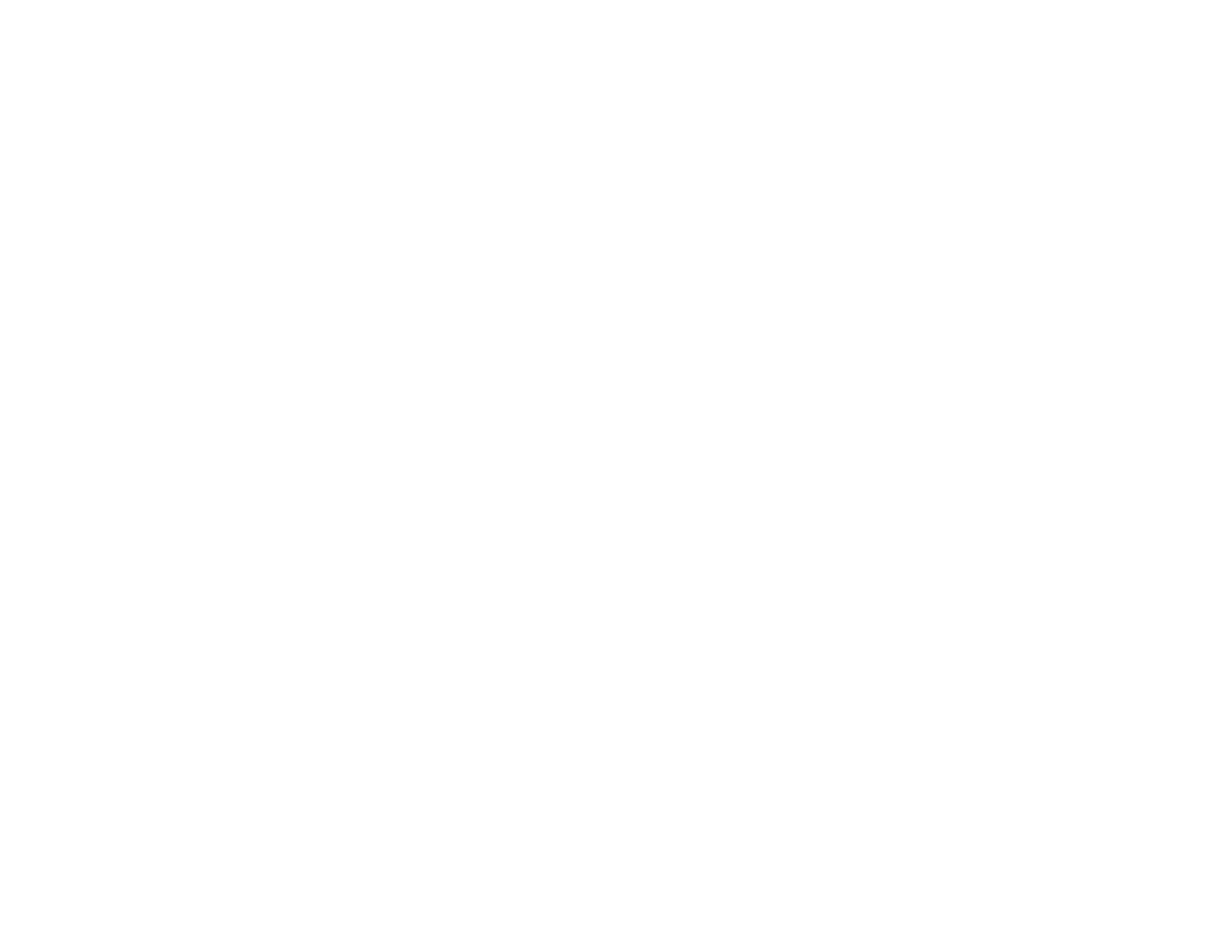## **Tips for Checking a Contractor's Background & Experience**

 $\Box$  Always ask to see a contractor's lead-based paint license or certificate.

 $\Box$  If they are not certified, ask to see a contractor's training certificate. EPA has developed training courses for lead-based paint professionals. Ask if the training received by a contractor was based on EPA course materials.

 $\Box$  Check the references of the last three lead inspections or risk assessments performed by the contractor.

 $\Box$  Ask what kinds of information will be included in the final inspection or risk assessment report that will be prepared for you. An *inspection* report should identify the lead content of the painted surfaces in your home. A *risk assessment* will provide you with information about the lead content of deteriorated painted surfaces, and also should tell you whether lead is present in dust and soil around your home. It should also present options for reducing the hazard.

To obtain information on how a lead inspection or risk assessment is conducted or a list of states with lead certification or licensing programs, contact: the National Lead Information Center at **1-800-424-LEAD**

For the **hearing impaired, call, TDD** 1-800- 526-5456. (FAX: **202-659-1192**, Internet: **EHC@NSC.ORG**).

You may also contact the EPA regional office closest to your area for additional information on state contractor certification & licensing programs:

| Region 1           | Region 2       | Region 3          |
|--------------------|----------------|-------------------|
| Boston, MA         | Edison, NJ     | Philadelphia, PA  |
| $(617) 565 - 3420$ | (908) 321-6671 | (215) 566-2084    |
| Region 4           | Region 5       | Region 6          |
| Atlanta, GA        | Chicago, IL    | Dallas, TX        |
| (404)562-8998      | (312) 886-7836 | $(214)$ 665-7577  |
| Region 7           | Region 8       | Region 9          |
| Kansas City, KS    | Denver, CO     | San Francisco, CA |
| $(913)551 - 7518$  | (303)312-6021  | (415) 744-1117    |

Region 10 Seattle, WA (206) 553-1985

EPA-747-F-96-006 November, 1996

United States **Prevention**, Pesticides Environmental Protection and Toxic Substances Agency (7404)

*Finding a Qualified Lead Professional for Your Home*